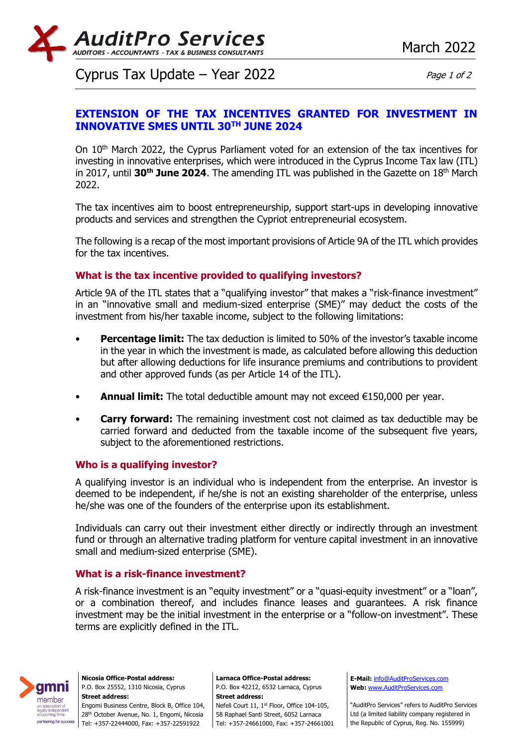# EXTENSION OF THE TAX INCENTIVES GRANTED FOR INVESTMENT IN INNOVATIVE SMES UNTIL 30TH JUNE 2024

On 10th March 2022, the Cyprus Parliament voted for an extension of the tax incentives for investing in innovative enterprises, which were introduced in the Cyprus Income Tax law (ITL) in 2017, until **30th June 2024**. The amending ITL was published in the Gazette on 18th March 2022.

The tax incentives aim to boost entrepreneurship, support start-ups in developing innovative products and services and strengthen the Cypriot entrepreneurial ecosystem.

The following is a recap of the most important provisions of Article 9A of the ITL which provides for the tax incentives.

## What is the tax incentive provided to qualifying investors?

Article 9A of the ITL states that a "qualifying investor" that makes a "risk-finance investment" in an "innovative small and medium-sized enterprise (SME)" may deduct the costs of the investment from his/her taxable income, subject to the following limitations:

- **Percentage limit:** The tax deduction is limited to 50% of the investor's taxable income in the year in which the investment is made, as calculated before allowing this deduction but after allowing deductions for life insurance premiums and contributions to provident and other approved funds (as per Article 14 of the ITL).
- **Annual limit:** The total deductible amount may not exceed €150,000 per year.
- **Carry forward:** The remaining investment cost not claimed as tax deductible may be carried forward and deducted from the taxable income of the subsequent five years, subject to the aforementioned restrictions.

## Who is a qualifying investor?

A qualifying investor is an individual who is independent from the enterprise. An investor is deemed to be independent, if he/she is not an existing shareholder of the enterprise, unless he/she was one of the founders of the enterprise upon its establishment.

Individuals can carry out their investment either directly or indirectly through an investment fund or through an alternative trading platform for venture capital investment in an innovative small and medium-sized enterprise (SME).

## What is a risk-finance investment?

A risk-finance investment is an "equity investment" or a "quasi-equity investment" or a "loan", or a combination thereof, and includes finance leases and guarantees. A risk finance investment may be the initial investment in the enterprise or a "follow-on investment". These terms are explicitly defined in the ITL.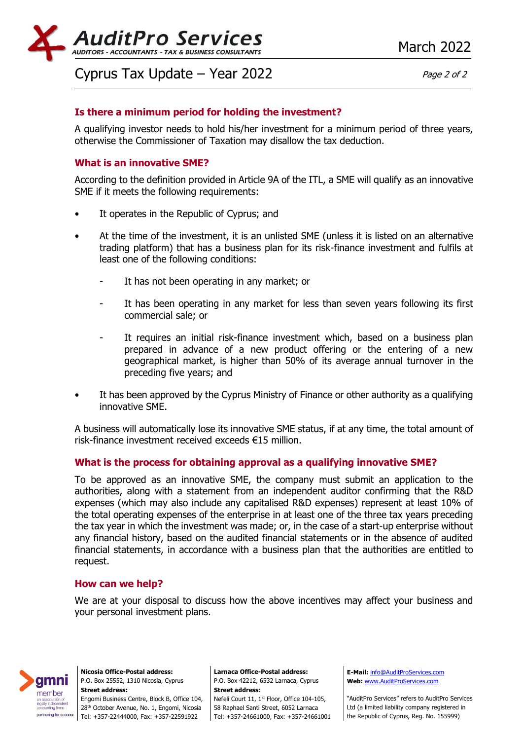### Is there a minimum period for holding the investment?

A qualifying investor needs to hold his/her investment for a minimum period of three years, otherwise the Commissioner of Taxation may disallow the tax deduction.

### What is an innovative SME?

According to the definition provided in Article 9A of the ITL, a SME will qualify as an innovative SME if it meets the following requirements:

- It operates in the Republic of Cyprus; and
- At the time of the investment, it is an unlisted SME (unless it is listed on an alternative trading platform) that has a business plan for its risk-finance investment and fulfils at least one of the following conditions:
  - It has not been operating in any market; or
  - It has been operating in any market for less than seven years following its first commercial sale; or
  - It requires an initial risk-finance investment which, based on a business plan prepared in advance of a new product offering or the entering of a new geographical market, is higher than 50% of its average annual turnover in the preceding five years; and
- It has been approved by the Cyprus Ministry of Finance or other authority as a qualifying innovative SME.

A business will automatically lose its innovative SME status, if at any time, the total amount of risk-finance investment received exceeds €15 million.

### What is the process for obtaining approval as a qualifying innovative SME?

To be approved as an innovative SME, the company must submit an application to the authorities, along with a statement from an independent auditor confirming that the R&D expenses (which may also include any capitalised R&D expenses) represent at least 10% of the total operating expenses of the enterprise in at least one of the three tax years preceding the tax year in which the investment was made; or, in the case of a start-up enterprise without any financial history, based on the audited financial statements or in the absence of audited financial statements, in accordance with a business plan that the authorities are entitled to request.

### How can we help?

We are at your disposal to discuss how the above incentives may affect your business and your personal investment plans.

**Nicosia Office-Postal address:**
P.O. Box 25552, 1310 Nicosia, Cyprus
**Street address:**
Engomi Business Centre, Block B, Office 104, 28th October Avenue, No. 1, Engomi, Nicosia
Tel: +357-22444000, Fax: +357-22591922

**Larnaca Office-Postal address:**
P.O. Box 42212, 6532 Larnaca, Cyprus
**Street address:**
Nefeli Court 11, 1st Floor, Office 104-105, 58 Raphael Santi Street, 6052 Larnaca
Tel: +357-24661000, Fax: +357-24661001

**E-Mail:** info@AuditProServices.com
**Web:** www.AuditProServices.com

"AuditPro Services" refers to AuditPro Services Ltd (a limited liability company registered in the Republic of Cyprus, Reg. No. 155999)